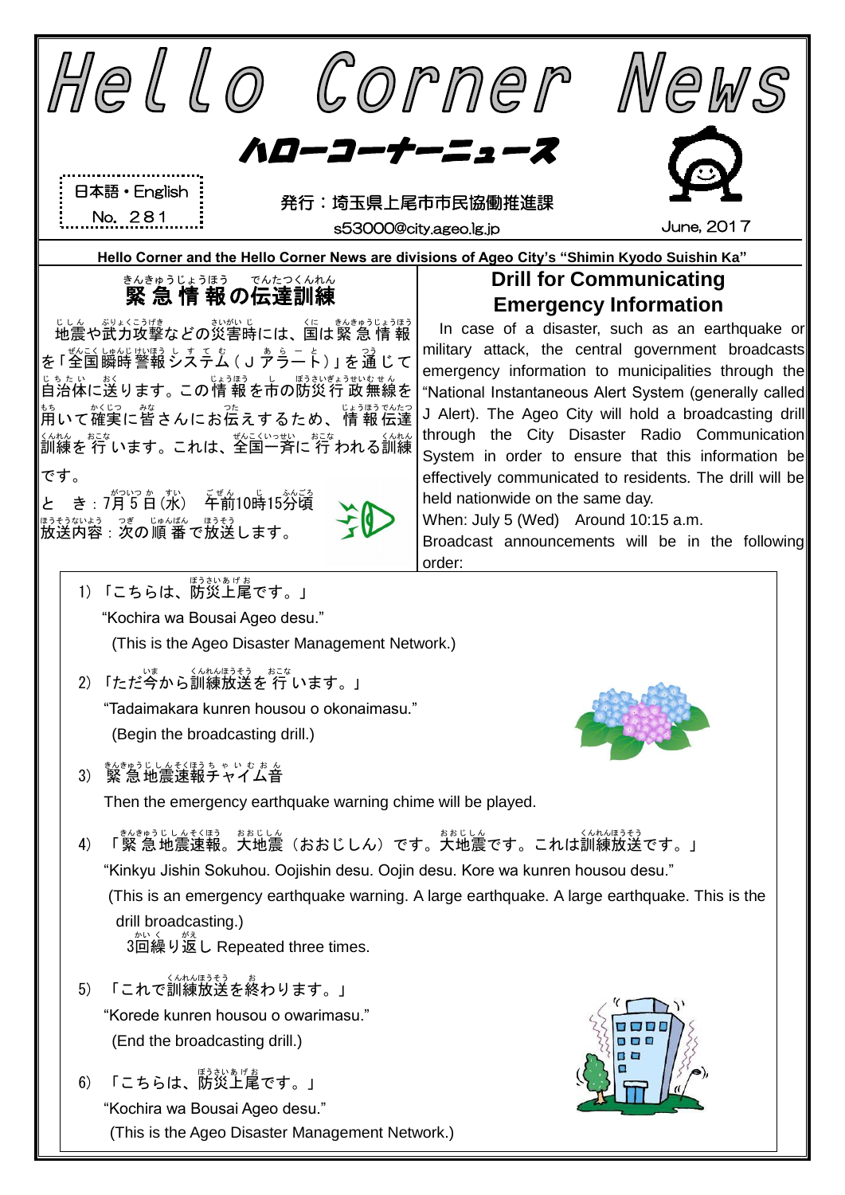# Hello Corner News

## ハローコーナーニュース

日本語・English
No. 281

発行：埼玉県上尾市市民協働推進課
s53000@city.ageo.lg.jp

June, 2017

**Hello Corner and the Hello Corner News are divisions of Ageo City's "Shimin Kyodo Suishin Ka"**

## 緊急情報の伝達訓練

地震や武力攻撃などの災害時には、国は緊急情報を「全国瞬時警報システム（Jアラート）」を通じて自治体に送ります。この情報を市の防災行政無線を用いて確実に皆さんにお伝えするため、情報伝達訓練を行います。これは、全国一斉に行われる訓練です。

とき：7月5日（水）　午前10時15分頃
放送内容：次の順番で放送します。

## Drill for Communicating Emergency Information

In case of a disaster, such as an earthquake or military attack, the central government broadcasts emergency information to municipalities through the "National Instantaneous Alert System (generally called J Alert). The Ageo City will hold a broadcasting drill through the City Disaster Radio Communication System in order to ensure that this information be effectively communicated to residents. The drill will be held nationwide on the same day.

When: July 5 (Wed)　Around 10:15 a.m.

Broadcast announcements will be in the following order:

1) 「こちらは、防災上尾です。」
"Kochira wa Bousai Ageo desu."
(This is the Ageo Disaster Management Network.)

2) 「ただ今から訓練放送を行います。」
"Tadaimakara kunren housou o okonaimasu."
(Begin the broadcasting drill.)

3) 緊急地震速報チャイム音
Then the emergency earthquake warning chime will be played.

4) 「緊急地震速報。大地震（おおじしん）です。大地震です。これは訓練放送です。」
"Kinkyu Jishin Sokuhou. Oojishin desu. Oojin desu. Kore wa kunren housou desu."
(This is an emergency earthquake warning. A large earthquake. A large earthquake. This is the drill broadcasting.)
3回繰り返し Repeated three times.

5) 「これで訓練放送を終わります。」
"Korede kunren housou o owarimasu."
(End the broadcasting drill.)

6) 「こちらは、防災上尾です。」
"Kochira wa Bousai Ageo desu."
(This is the Ageo Disaster Management Network.)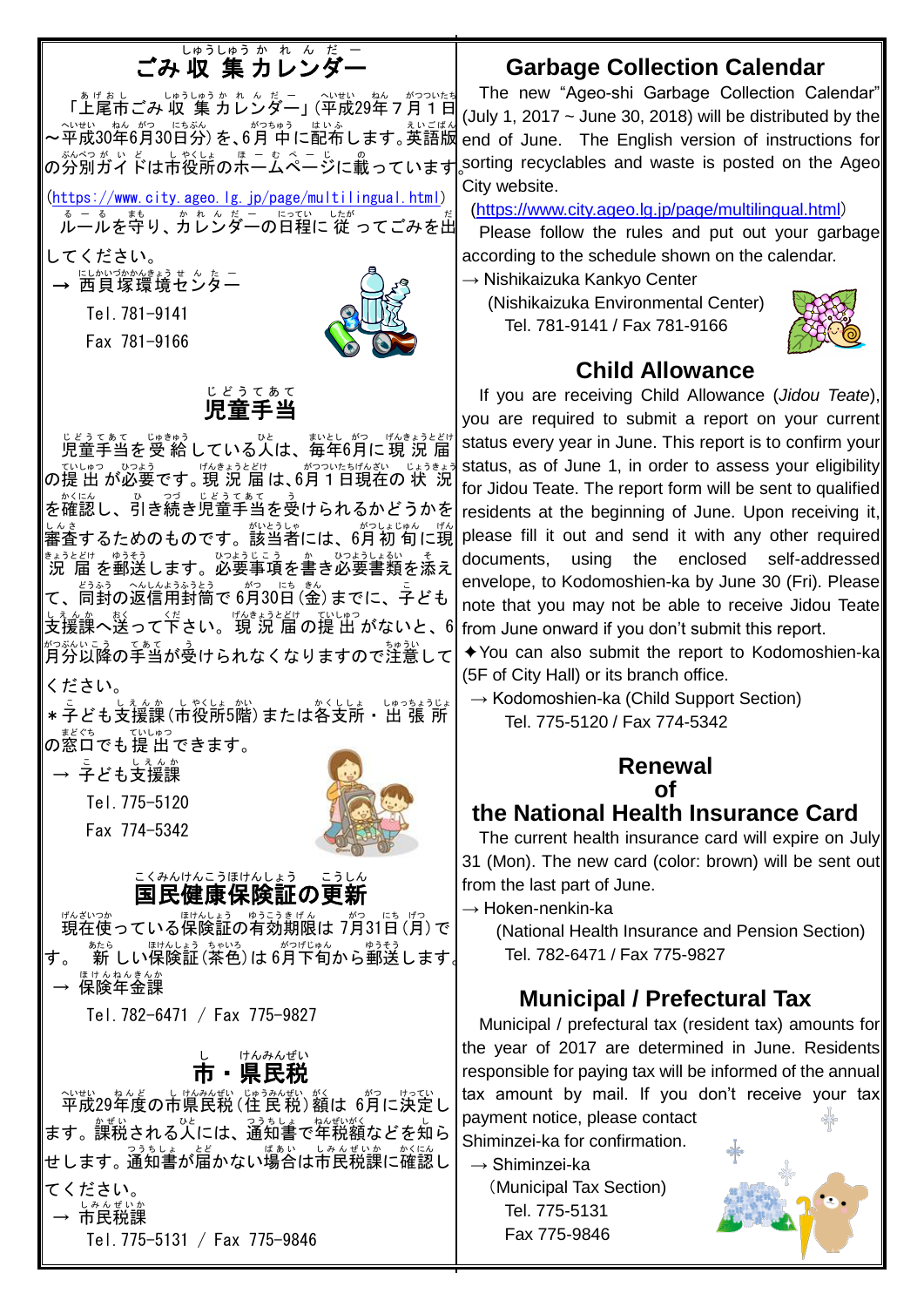# ごみ収集カレンダー

「上尾市ごみ収集カレンダー」(平成29年7月1日～平成30年6月30日分)を、6月中に配布します。英語版の分別ガイドは市役所のホームページに載っています(https://www.city.ageo.lg.jp/page/multilingual.html)

ルールを守り、カレンダーの日程に従ってごみを出してください。

→ 西貝塚環境センター
Tel. 781-9141
Fax 781-9166

# 児童手当

児童手当を受給している人は、毎年6月に現況届の提出が必要です。現況届は、6月1日現在の状況を確認し、引き続き児童手当を受けられるかどうかを審査するためのものです。該当者には、6月初旬に現況届を郵送します。必要事項を書き必要書類を添えて、同封の返信用封筒で6月30日(金)までに、子ども支援課へ送って下さい。現況届の提出がないと、6月分以降の手当が受けられなくなりますので注意してください。

＊子ども支援課(市役所5階)または各支所・出張所の窓口でも提出できます。

→ 子ども支援課
Tel. 775-5120
Fax 774-5342

# 国民健康保険証の更新

現在使っている保険証の有効期限は7月31日(月)です。新しい保険証(茶色)は6月下旬から郵送します。

→ 保険年金課
Tel. 782-6471 / Fax 775-9827

# 市・県民税

平成29年度の市県民税(住民税)額は6月に決定します。課税される人には、通知書で年税額などを知らせします。通知書が届かない場合は市民税課に確認してください。

→ 市民税課
Tel. 775-5131 / Fax 775-9846

# Garbage Collection Calendar

The new "Ageo-shi Garbage Collection Calendar" (July 1, 2017 ~ June 30, 2018) will be distributed by the end of June. The English version of instructions for sorting recyclables and waste is posted on the Ageo City website.

(https://www.city.ageo.lg.jp/page/multilingual.html)

Please follow the rules and put out your garbage according to the schedule shown on the calendar.

→ Nishikaizuka Kankyo Center
(Nishikaizuka Environmental Center)
Tel. 781-9141 / Fax 781-9166

# Child Allowance

If you are receiving Child Allowance (*Jidou Teate*), you are required to submit a report on your current status every year in June. This report is to confirm your status, as of June 1, in order to assess your eligibility for Jidou Teate. The report form will be sent to qualified residents at the beginning of June. Upon receiving it, please fill it out and send it with any other required documents, using the enclosed self-addressed envelope, to Kodomoshien-ka by June 30 (Fri). Please note that you may not be able to receive Jidou Teate from June onward if you don't submit this report.

✦You can also submit the report to Kodomoshien-ka (5F of City Hall) or its branch office.

→ Kodomoshien-ka (Child Support Section)
Tel. 775-5120 / Fax 774-5342

# Renewal of the National Health Insurance Card

The current health insurance card will expire on July 31 (Mon). The new card (color: brown) will be sent out from the last part of June.

→ Hoken-nenkin-ka
(National Health Insurance and Pension Section)
Tel. 782-6471 / Fax 775-9827

# Municipal / Prefectural Tax

Municipal / prefectural tax (resident tax) amounts for the year of 2017 are determined in June. Residents responsible for paying tax will be informed of the annual tax amount by mail. If you don't receive your tax payment notice, please contact Shiminzei-ka for confirmation.

→ Shiminzei-ka
(Municipal Tax Section)
Tel. 775-5131
Fax 775-9846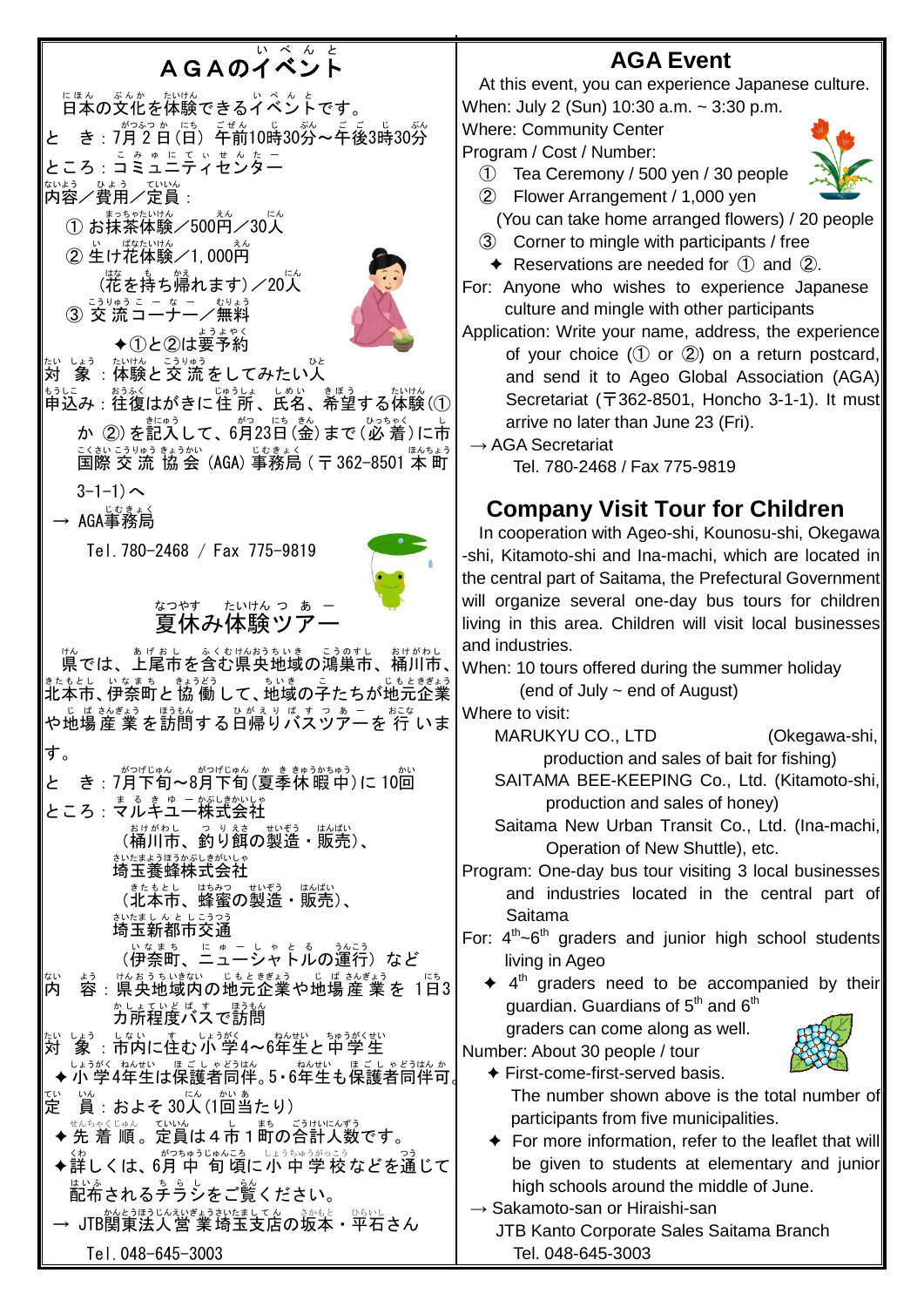# ＡＧＡのイベント

日本の文化を体験できるイベントです。

と　き：7月2日(日) 午前10時30分～午後3時30分

ところ：コミュニティセンター

内容／費用／定員：

① お抹茶体験／500円／30人

② 生け花体験／1,000円（花を持ち帰れます）／20人

③ 交流コーナー／無料

✦①と②は要予約

対　象：体験と交流をしてみたい人

申込み：往復はがきに住所、氏名、希望する体験(①か②)を記入して、6月23日(金)まで(必着)に市国際交流協会（AGA）事務局（〒362-8501 本町3-1-1)へ

→ AGA事務局

Tel.780-2468 / Fax 775-9819

# 夏休み体験ツアー

県では、上尾市を含む県央地域の鴻巣市、桶川市、北本市、伊奈町と協働して、地域の子たちが地元企業や地場産業を訪問する日帰りバスツアーを行います。

と　き：7月下旬～8月下旬(夏季休暇中)に10回

ところ：マルキユー株式会社（桶川市、釣り餌の製造・販売）、埼玉養蜂株式会社（北本市、蜂蜜の製造・販売）、埼玉新都市交通（伊奈町、ニューシャトルの運行）など

内　容：県央地域内の地元企業や地場産業を1日3カ所程度バスで訪問

対　象：市内に住む小学4～6年生と中学生

✦小学4年生は保護者同伴。5・6年生も保護者同伴可

定　員：およそ30人(1回当たり)

✦先着順。定員は４市１町の合計人数です。

✦詳しくは、6月中旬頃に小中学校などを通じて配布されるチラシをご覧ください。

→ JTB関東法人営業埼玉支店の坂本・平石さん

Tel.048-645-3003

# AGA Event

At this event, you can experience Japanese culture.

When: July 2 (Sun) 10:30 a.m. ~ 3:30 p.m.

Where: Community Center

Program / Cost / Number:

① Tea Ceremony / 500 yen / 30 people

② Flower Arrangement / 1,000 yen (You can take home arranged flowers) / 20 people

③ Corner to mingle with participants / free

✦ Reservations are needed for ① and ②.

For: Anyone who wishes to experience Japanese culture and mingle with other participants

Application: Write your name, address, the experience of your choice (① or ②) on a return postcard, and send it to Ageo Global Association (AGA) Secretariat (〒362-8501, Honcho 3-1-1). It must arrive no later than June 23 (Fri).

→ AGA Secretariat

Tel. 780-2468 / Fax 775-9819

# Company Visit Tour for Children

In cooperation with Ageo-shi, Kounosu-shi, Okegawa-shi, Kitamoto-shi and Ina-machi, which are located in the central part of Saitama, the Prefectural Government will organize several one-day bus tours for children living in this area. Children will visit local businesses and industries.

When: 10 tours offered during the summer holiday (end of July ~ end of August)

Where to visit:

MARUKYU CO., LTD (Okegawa-shi, production and sales of bait for fishing)

SAITAMA BEE-KEEPING Co., Ltd. (Kitamoto-shi, production and sales of honey)

Saitama New Urban Transit Co., Ltd. (Ina-machi, Operation of New Shuttle), etc.

Program: One-day bus tour visiting 3 local businesses and industries located in the central part of Saitama

For: $4^{th}$~$6^{th}$ graders and junior high school students living in Ageo

✦ $4^{th}$ graders need to be accompanied by their guardian. Guardians of $5^{th}$ and $6^{th}$ graders can come along as well.

Number: About 30 people / tour

✦ First-come-first-served basis. The number shown above is the total number of participants from five municipalities.

✦ For more information, refer to the leaflet that will be given to students at elementary and junior high schools around the middle of June.

→ Sakamoto-san or Hiraishi-san

JTB Kanto Corporate Sales Saitama Branch

Tel. 048-645-3003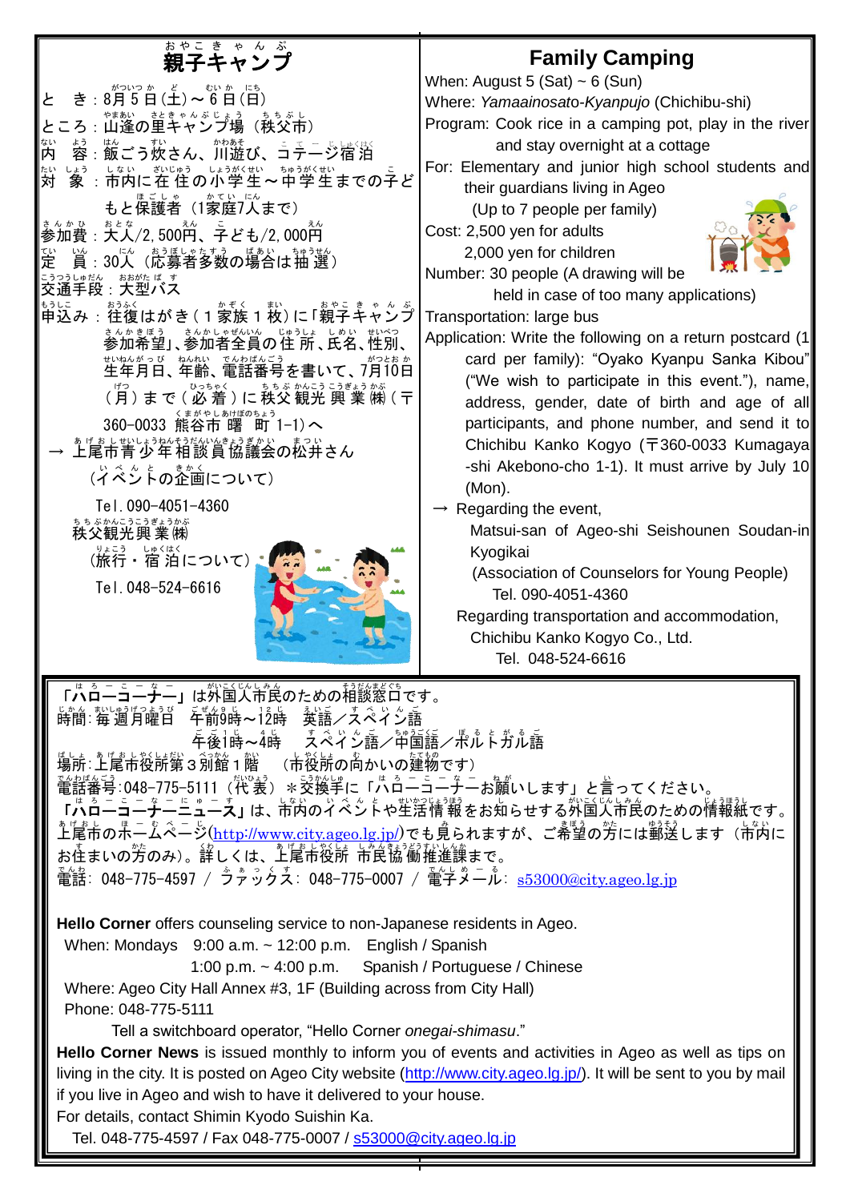## 親子キャンプ

とき：8月5日(土)～6日(日)

ところ：山逢の里キャンプ場（秩父市）

内容：飯ごう炊さん、川遊び、コテージ宿泊

対象：市内に在住の小学生～中学生までの子ども保護者（1家庭7人まで）

参加費：大人/2,500円、子ども/2,000円

定員：30人（応募者多数の場合は抽選）

交通手段：大型バス

申込み：往復はがき（1家族1枚）に「親子キャンプ参加希望」、参加者全員の住所、氏名、性別、生年月日、年齢、電話番号を書いて、7月10日（月）まで（必着）に秩父観光興業㈱（〒360-0033 熊谷市曙町1-1）へ

→ 上尾市青少年相談員協議会の松井さん
（イベントの企画について）
Tel.090-4051-4360

秩父観光興業㈱
（旅行・宿泊について）
Tel.048-524-6616

## Family Camping

When: August 5 (Sat) ~ 6 (Sun)

Where: *Yamaainosato-Kyanpujo* (Chichibu-shi)

Program: Cook rice in a camping pot, play in the river and stay overnight at a cottage

For: Elementary and junior high school students and their guardians living in Ageo (Up to 7 people per family)

Cost: 2,500 yen for adults
2,000 yen for children

Number: 30 people (A drawing will be held in case of too many applications)

Transportation: large bus

Application: Write the following on a return postcard (1 card per family): "Oyako Kyanpu Sanka Kibou" ("We wish to participate in this event."), name, address, gender, date of birth and age of all participants, and phone number, and send it to Chichibu Kanko Kogyo (〒360-0033 Kumagaya-shi Akebono-cho 1-1). It must arrive by July 10 (Mon).

→ Regarding the event,
Matsui-san of Ageo-shi Seishounen Soudan-in Kyogikai
(Association of Counselors for Young People)
Tel. 090-4051-4360

Regarding transportation and accommodation,
Chichibu Kanko Kogyo Co., Ltd.
Tel. 048-524-6616

---

「ハローコーナー」は外国人市民のための相談窓口です。

時間：毎週月曜日　午前9時～12時　英語／スペイン語
　　　　　　　　　午後1時～4時　スペイン語／中国語／ポルトガル語

場所：上尾市役所第３別館１階　（市役所の向かいの建物です）

電話番号：048-775-5111（代表）＊交換手に「ハローコーナーお願いします」と言ってください。

「ハローコーナーニュース」は、市内のイベントや生活情報をお知らせする外国人市民のための情報紙です。上尾市のホームページ(http://www.city.ageo.lg.jp/)でも見られますが、ご希望の方には郵送します（市内にお住まいの方のみ）。詳しくは、上尾市役所 市民協働推進課まで。

電話：048-775-4597 / ファックス：048-775-0007 / 電子メール：s53000@city.ageo.lg.jp

**Hello Corner** offers counseling service to non-Japanese residents in Ageo.

When: Mondays　9:00 a.m. ~ 12:00 p.m.　English / Spanish
　　　　　　　1:00 p.m. ~ 4:00 p.m.　Spanish / Portuguese / Chinese

Where: Ageo City Hall Annex #3, 1F (Building across from City Hall)

Phone: 048-775-5111
Tell a switchboard operator, "Hello Corner *onegai-shimasu*."

**Hello Corner News** is issued monthly to inform you of events and activities in Ageo as well as tips on living in the city. It is posted on Ageo City website (http://www.city.ageo.lg.jp/). It will be sent to you by mail if you live in Ageo and wish to have it delivered to your house.

For details, contact Shimin Kyodo Suishin Ka.

Tel. 048-775-4597 / Fax 048-775-0007 / s53000@city.ageo.lg.jp